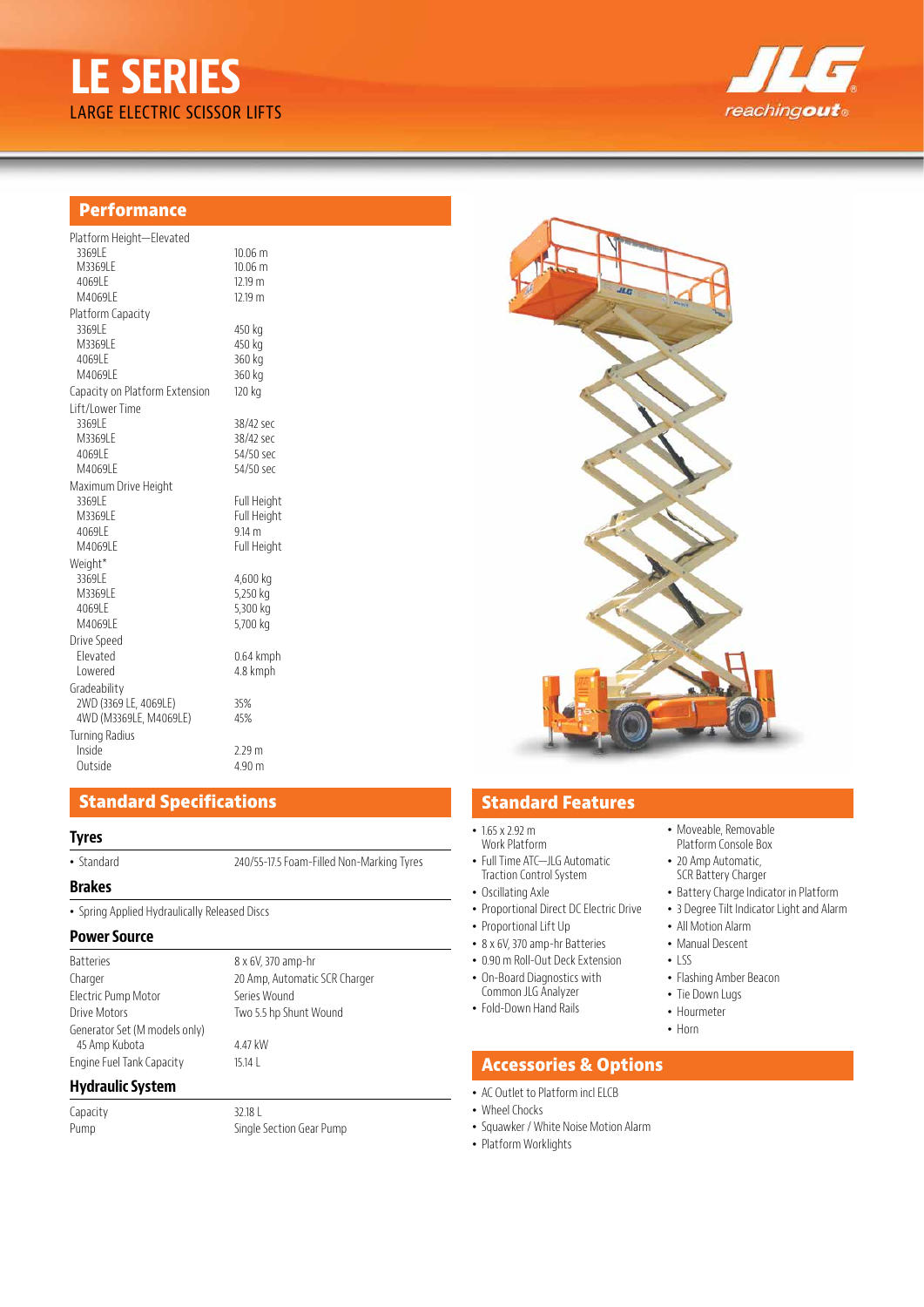# LE SERIES

LARGE ELECTRIC SCISSOR LIFTS

## Performance

| | |
|---|---|
| **Platform Height—Elevated** | |
| 3369LE | 10.06 m |
| M3369LE | 10.06 m |
| 4069LE | 12.19 m |
| M4069LE | 12.19 m |
| **Platform Capacity** | |
| 3369LE | 450 kg |
| M3369LE | 450 kg |
| 4069LE | 360 kg |
| M4069LE | 360 kg |
| **Capacity on Platform Extension** | 120 kg |
| **Lift/Lower Time** | |
| 3369LE | 38/42 sec |
| M3369LE | 38/42 sec |
| 4069LE | 54/50 sec |
| M4069LE | 54/50 sec |
| **Maximum Drive Height** | |
| 3369LE | Full Height |
| M3369LE | Full Height |
| 4069LE | 9.14 m |
| M4069LE | Full Height |
| **Weight*** | |
| 3369LE | 4,600 kg |
| M3369LE | 5,250 kg |
| 4069LE | 5,300 kg |
| M4069LE | 5,700 kg |
| **Drive Speed** | |
| Elevated | 0.64 kmph |
| Lowered | 4.8 kmph |
| **Gradeability** | |
| 2WD (3369 LE, 4069LE) | 35% |
| 4WD (M3369LE, M4069LE) | 45% |
| **Turning Radius** | |
| Inside | 2.29 m |
| Outside | 4.90 m |

## Standard Specifications

### Tyres

| | |
|---|---|
| • Standard | 240/55-17.5 Foam-Filled Non-Marking Tyres |

### Brakes

- Spring Applied Hydraulically Released Discs

### Power Source

| | |
|---|---|
| Batteries | 8 x 6V, 370 amp-hr |
| Charger | 20 Amp, Automatic SCR Charger |
| Electric Pump Motor | Series Wound |
| Drive Motors | Two 5.5 hp Shunt Wound |
| Generator Set (M models only) 45 Amp Kubota | 4.47 kW |
| Engine Fuel Tank Capacity | 15.14 L |

### Hydraulic System

| | |
|---|---|
| Capacity | 32.18 L |
| Pump | Single Section Gear Pump |

## Standard Features

- 1.65 x 2.92 m Work Platform
- Full Time ATC—JLG Automatic Traction Control System
- Oscillating Axle
- Proportional Direct DC Electric Drive
- Proportional Lift Up
- 8 x 6V, 370 amp-hr Batteries
- 0.90 m Roll-Out Deck Extension
- On-Board Diagnostics with Common JLG Analyzer
- Fold-Down Hand Rails
- Moveable, Removable Platform Console Box
- 20 Amp Automatic, SCR Battery Charger
- Battery Charge Indicator in Platform
- 3 Degree Tilt Indicator Light and Alarm
- All Motion Alarm
- Manual Descent
- LSS
- Flashing Amber Beacon
- Tie Down Lugs
- Hourmeter
- Horn

## Accessories & Options

- AC Outlet to Platform incl ELCB
- Wheel Chocks
- Squawker / White Noise Motion Alarm
- Platform Worklights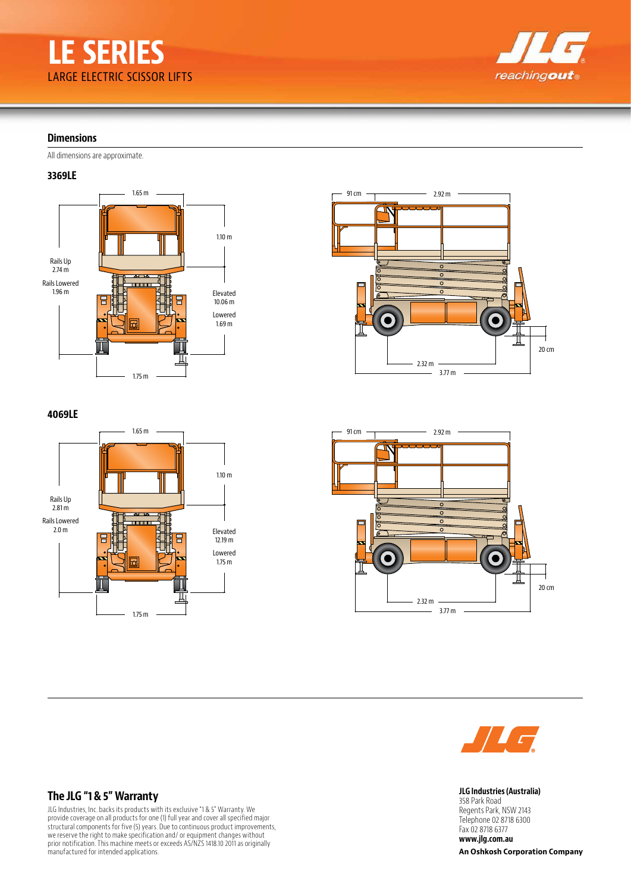# LE SERIES

LARGE ELECTRIC SCISSOR LIFTS

## Dimensions

All dimensions are approximate.

### 3369LE

1.65 m

1.10 m

Rails Up
2.74 m

Rails Lowered
1.96 m

Elevated
10.06 m

Lowered
1.69 m

1.75 m

91 cm

2.92 m

20 cm

2.32 m

3.77 m

### 4069LE

1.65 m

1.10 m

Rails Up
2.81 m

Rails Lowered
2.0 m

Elevated
12.19 m

Lowered
1.75 m

1.75 m

91 cm

2.92 m

20 cm

2.32 m

3.77 m

## The JLG "1 & 5" Warranty

JLG Industries, Inc. backs its products with its exclusive "1 & 5" Warranty. We provide coverage on all products for one (1) full year and cover all specified major structural components for five (5) years. Due to continuous product improvements, we reserve the right to make specification and/or equipment changes without prior notification. This machine meets or exceeds AS/NZS 1418.10 2011 as originally manufactured for intended applications.

**JLG Industries (Australia)**
358 Park Road
Regents Park, NSW 2143
Telephone 02 8718 6300
Fax 02 8718 6377
**www.jlg.com.au**

**An Oshkosh Corporation Company**